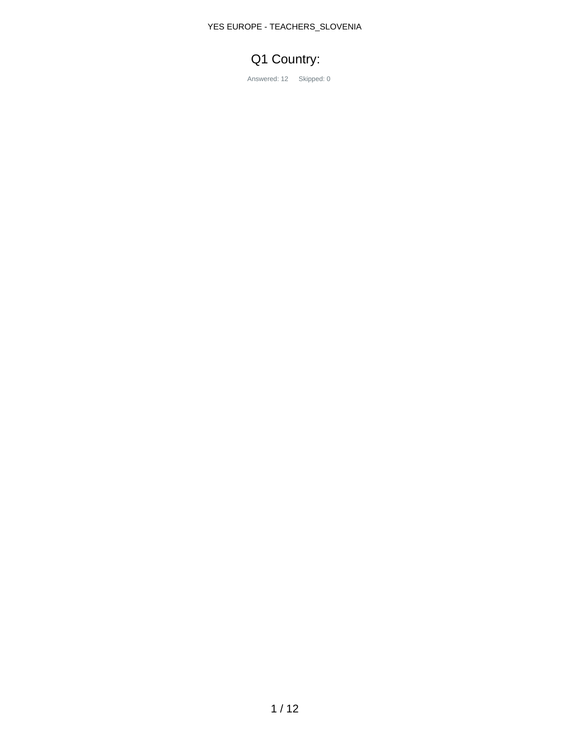# Q1 Country:

Answered: 12 Skipped: 0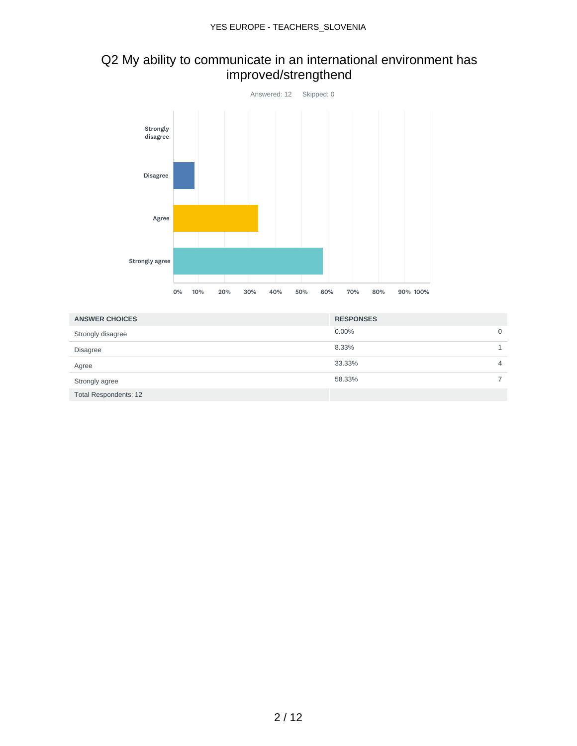## Q2 My ability to communicate in an international environment has improved/strengthend

Answered: 12 Skipped: 0

| ANSWER CHOICES | RESPONSES | |
|---|---|---|
| Strongly disagree | 0.00% | 0 |
| Disagree | 8.33% | 1 |
| Agree | 33.33% | 4 |
| Strongly agree | 58.33% | 7 |
| Total Respondents: 12 | | |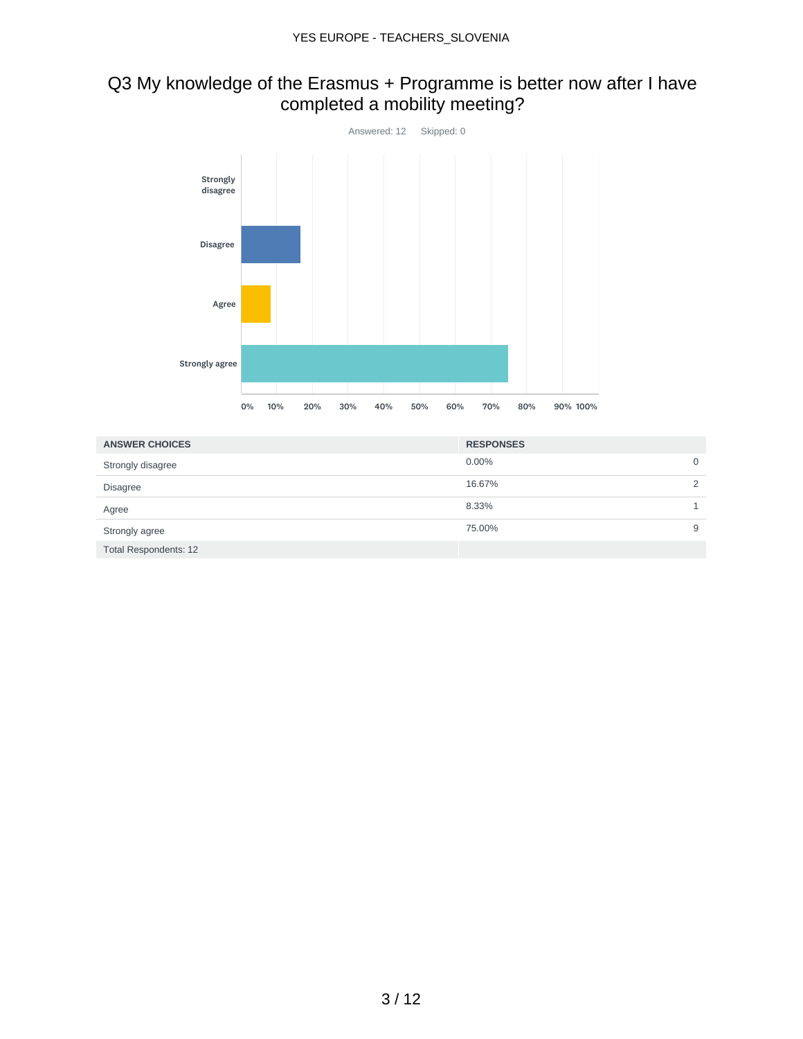## Q3 My knowledge of the Erasmus + Programme is better now after I have completed a mobility meeting?

Answered: 12 Skipped: 0

| ANSWER CHOICES | RESPONSES | |
|---|---|---|
| Strongly disagree | 0.00% | 0 |
| Disagree | 16.67% | 2 |
| Agree | 8.33% | 1 |
| Strongly agree | 75.00% | 9 |
| Total Respondents: 12 | | |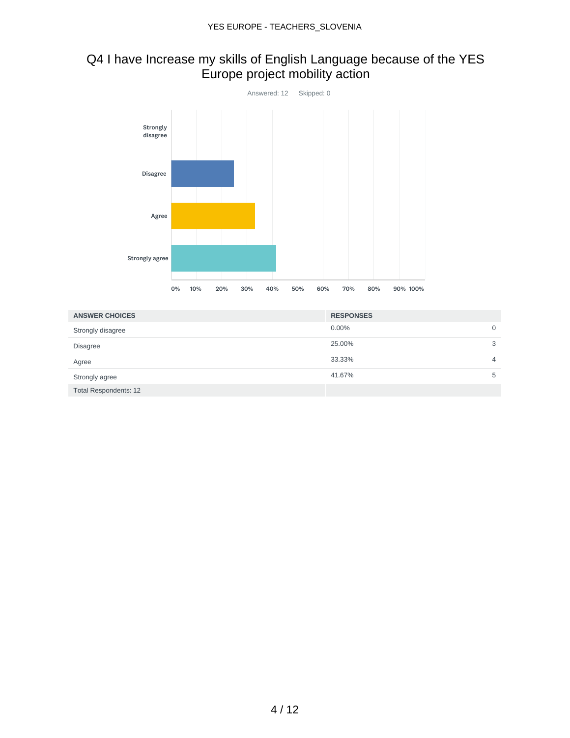# Q4 I have Increase my skills of English Language because of the YES Europe project mobility action

Answered: 12    Skipped: 0

| ANSWER CHOICES | RESPONSES | |
|---|---|---|
| Strongly disagree | 0.00% | 0 |
| Disagree | 25.00% | 3 |
| Agree | 33.33% | 4 |
| Strongly agree | 41.67% | 5 |
| Total Respondents: 12 | | |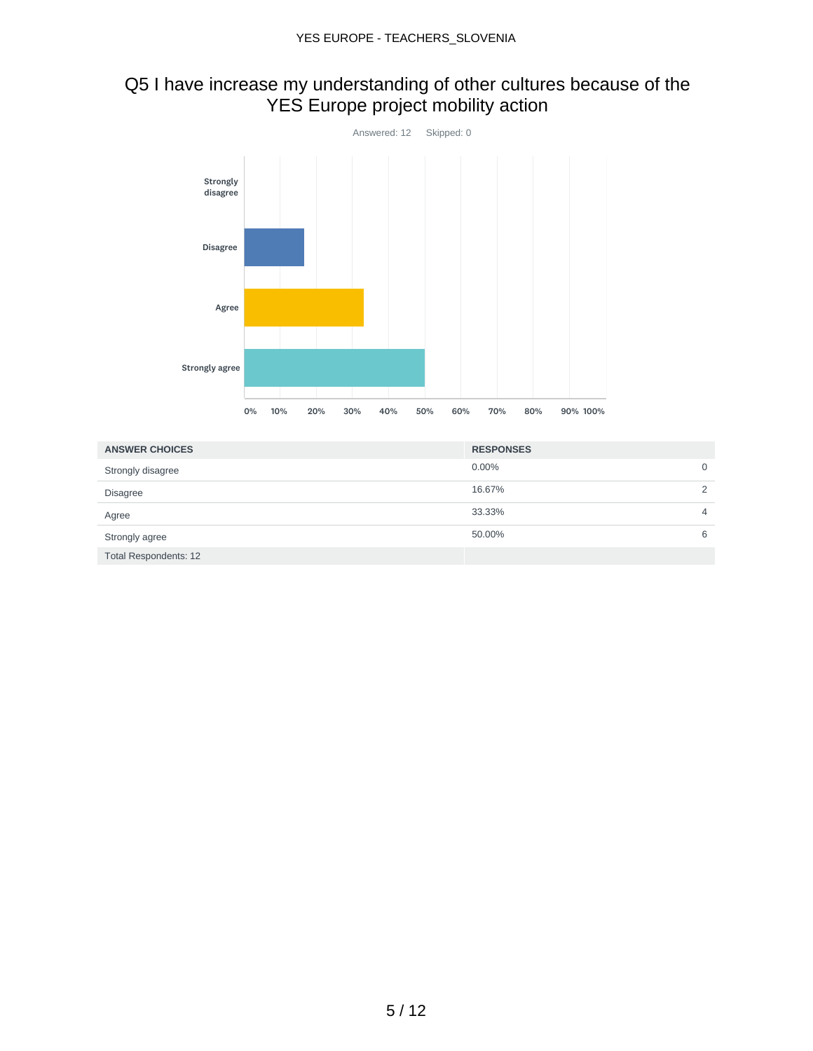## Q5 I have increase my understanding of other cultures because of the YES Europe project mobility action

Answered: 12 Skipped: 0

| ANSWER CHOICES | RESPONSES | |
|---|---|---|
| Strongly disagree | 0.00% | 0 |
| Disagree | 16.67% | 2 |
| Agree | 33.33% | 4 |
| Strongly agree | 50.00% | 6 |
| Total Respondents: 12 | | |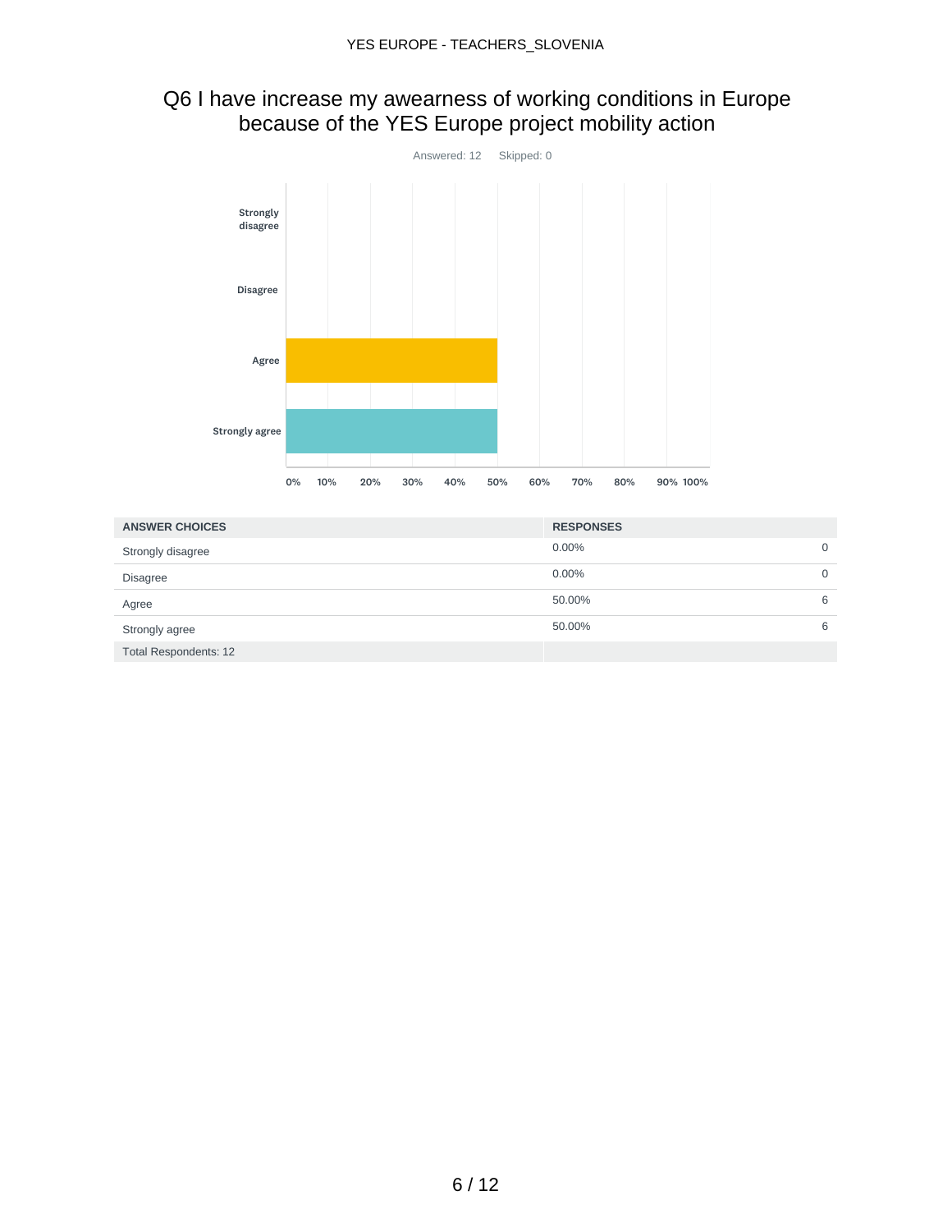## Q6 I have increase my awearness of working conditions in Europe because of the YES Europe project mobility action

Answered: 12 Skipped: 0

| ANSWER CHOICES | RESPONSES | |
|---|---|---|
| Strongly disagree | 0.00% | 0 |
| Disagree | 0.00% | 0 |
| Agree | 50.00% | 6 |
| Strongly agree | 50.00% | 6 |
| Total Respondents: 12 | | |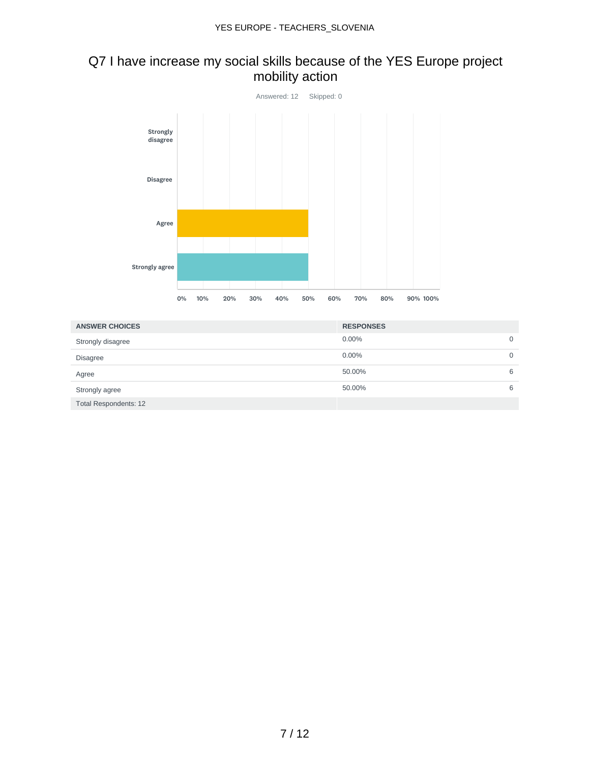## Q7 I have increase my social skills because of the YES Europe project mobility action

Answered: 12 Skipped: 0

| ANSWER CHOICES | RESPONSES | |
|---|---|---|
| Strongly disagree | 0.00% | 0 |
| Disagree | 0.00% | 0 |
| Agree | 50.00% | 6 |
| Strongly agree | 50.00% | 6 |
| Total Respondents: 12 | | |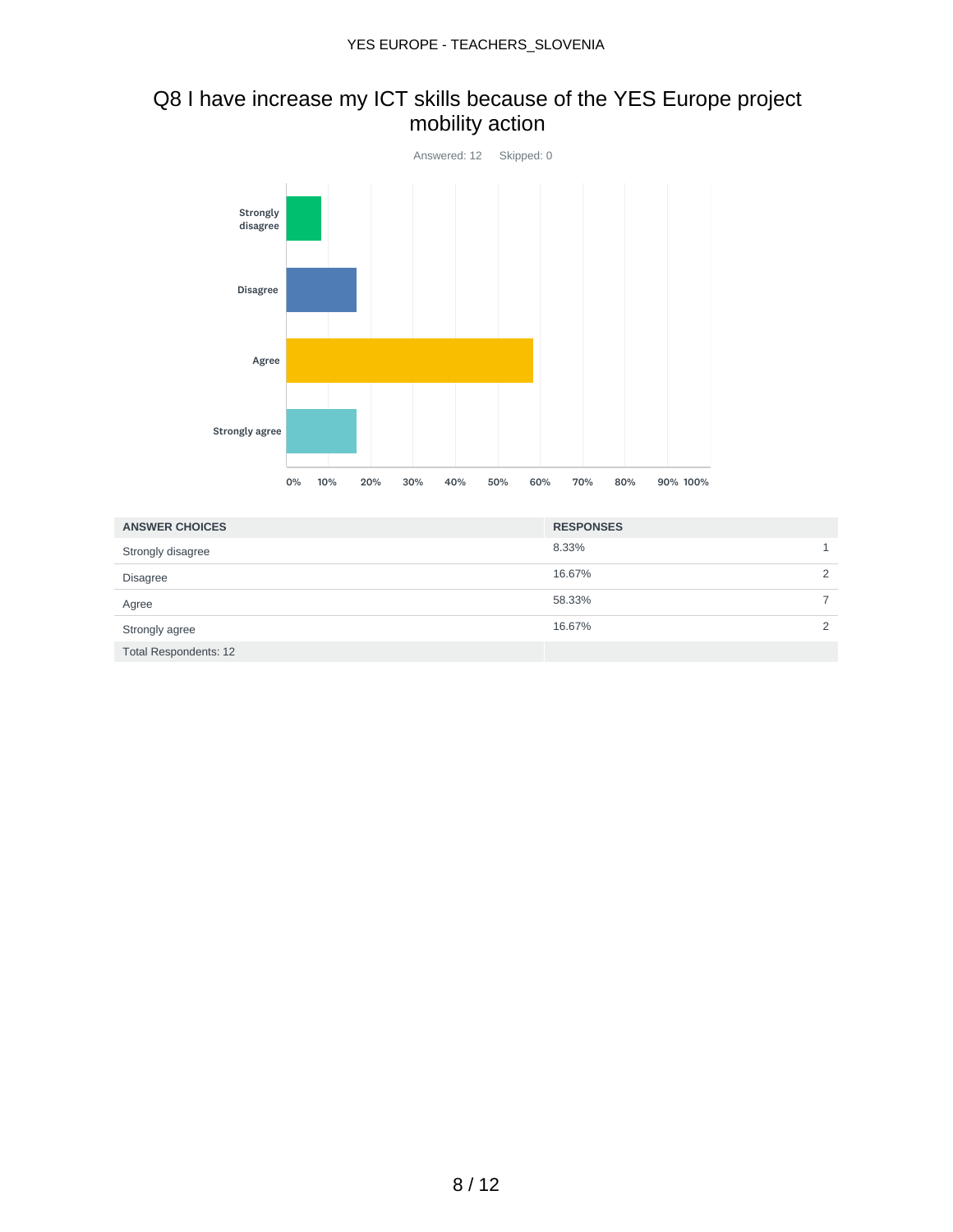## Q8 I have increase my ICT skills because of the YES Europe project mobility action

Answered: 12    Skipped: 0

| ANSWER CHOICES | RESPONSES | |
|---|---|---|
| Strongly disagree | 8.33% | 1 |
| Disagree | 16.67% | 2 |
| Agree | 58.33% | 7 |
| Strongly agree | 16.67% | 2 |
| Total Respondents: 12 | | |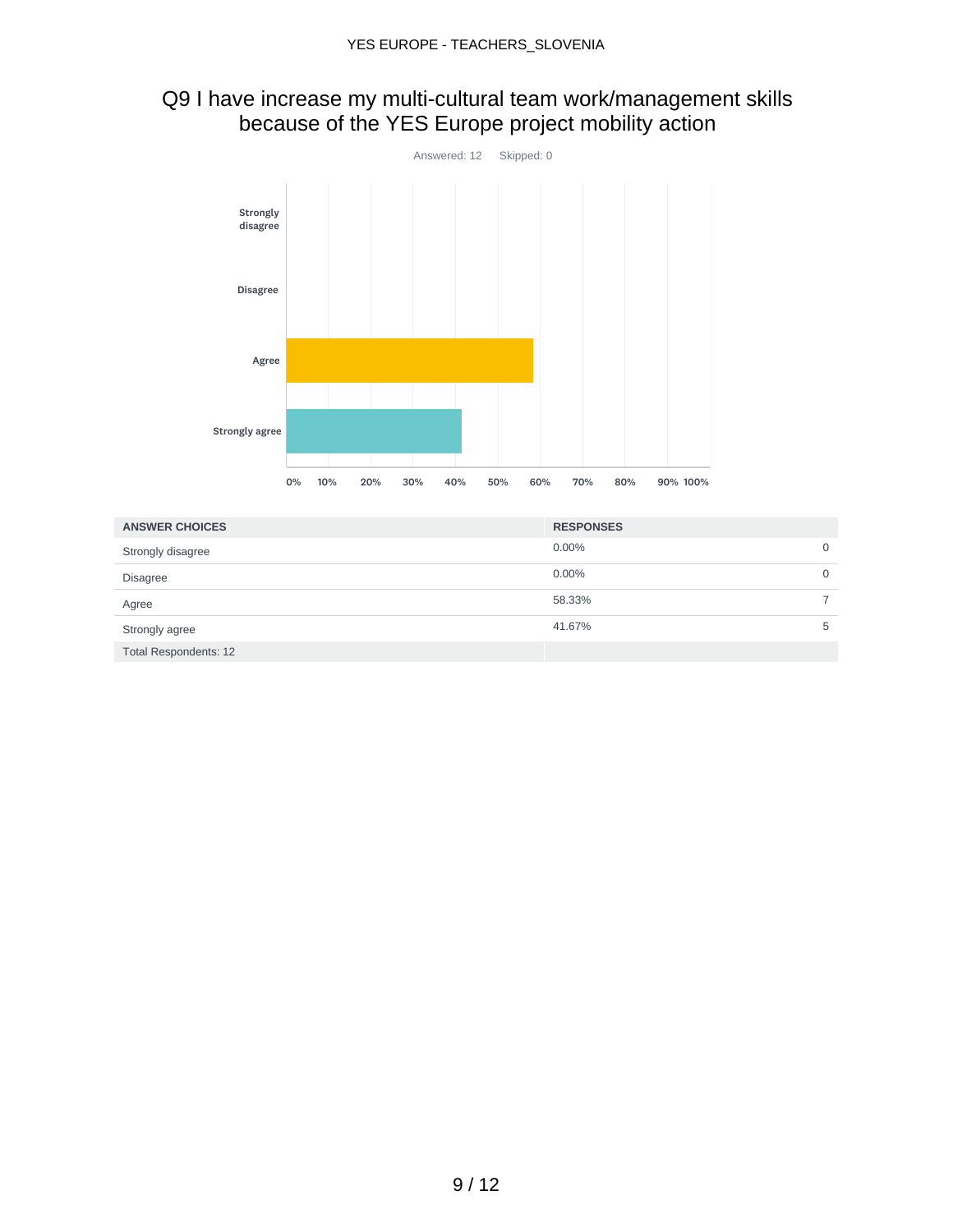# Q9 I have increase my multi-cultural team work/management skills because of the YES Europe project mobility action

Answered: 12 Skipped: 0

| ANSWER CHOICES | RESPONSES | |
|---|---|---|
| Strongly disagree | 0.00% | 0 |
| Disagree | 0.00% | 0 |
| Agree | 58.33% | 7 |
| Strongly agree | 41.67% | 5 |
| Total Respondents: 12 | | |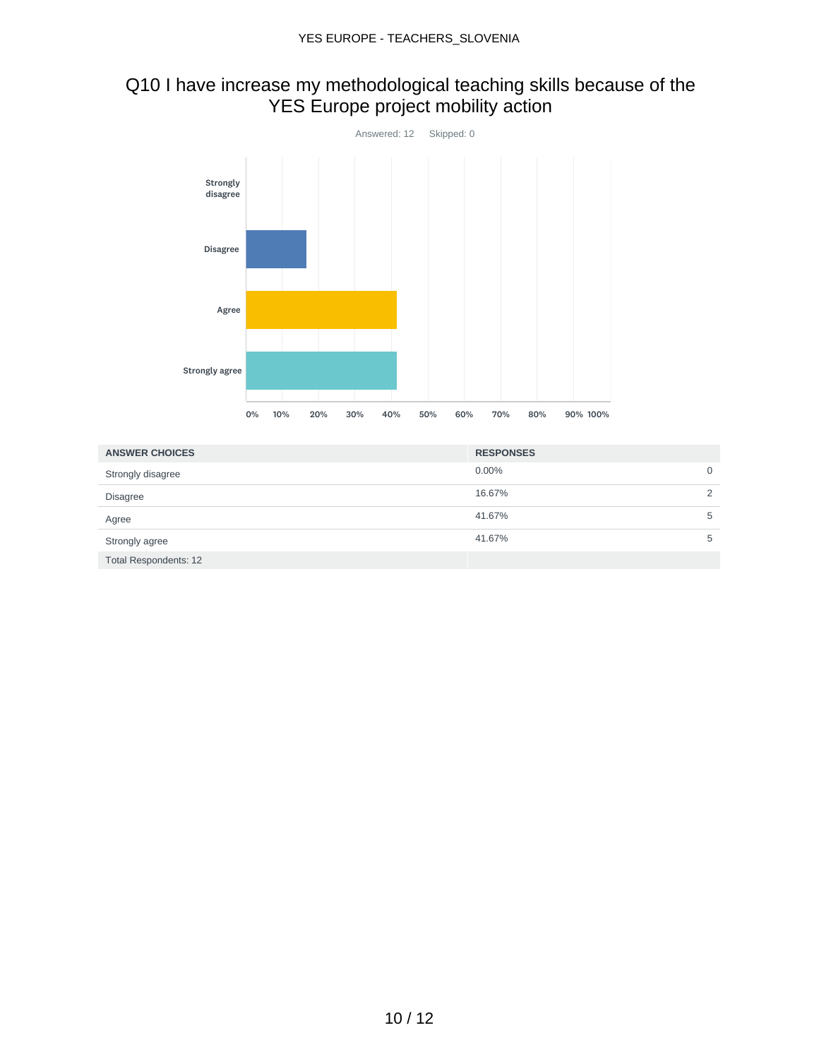## Q10 I have increase my methodological teaching skills because of the YES Europe project mobility action

Answered: 12 Skipped: 0

| ANSWER CHOICES | RESPONSES | |
|---|---|---|
| Strongly disagree | 0.00% | 0 |
| Disagree | 16.67% | 2 |
| Agree | 41.67% | 5 |
| Strongly agree | 41.67% | 5 |
| Total Respondents: 12 | | |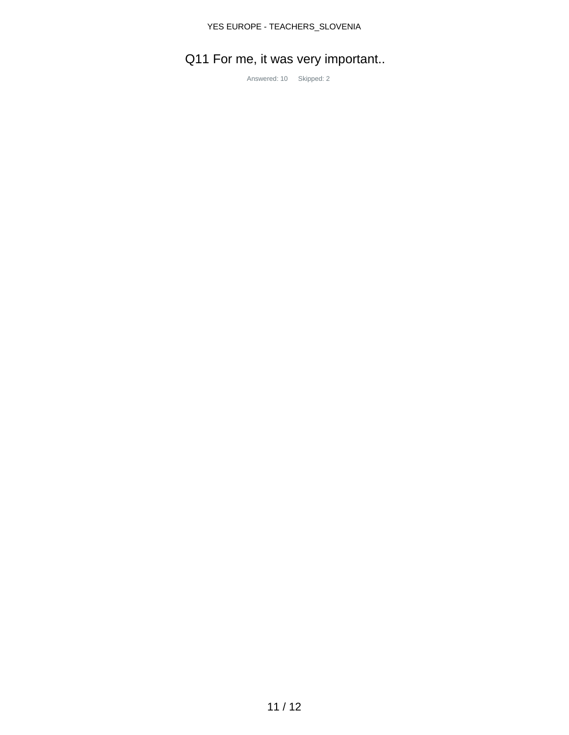# Q11 For me, it was very important..

Answered: 10 Skipped: 2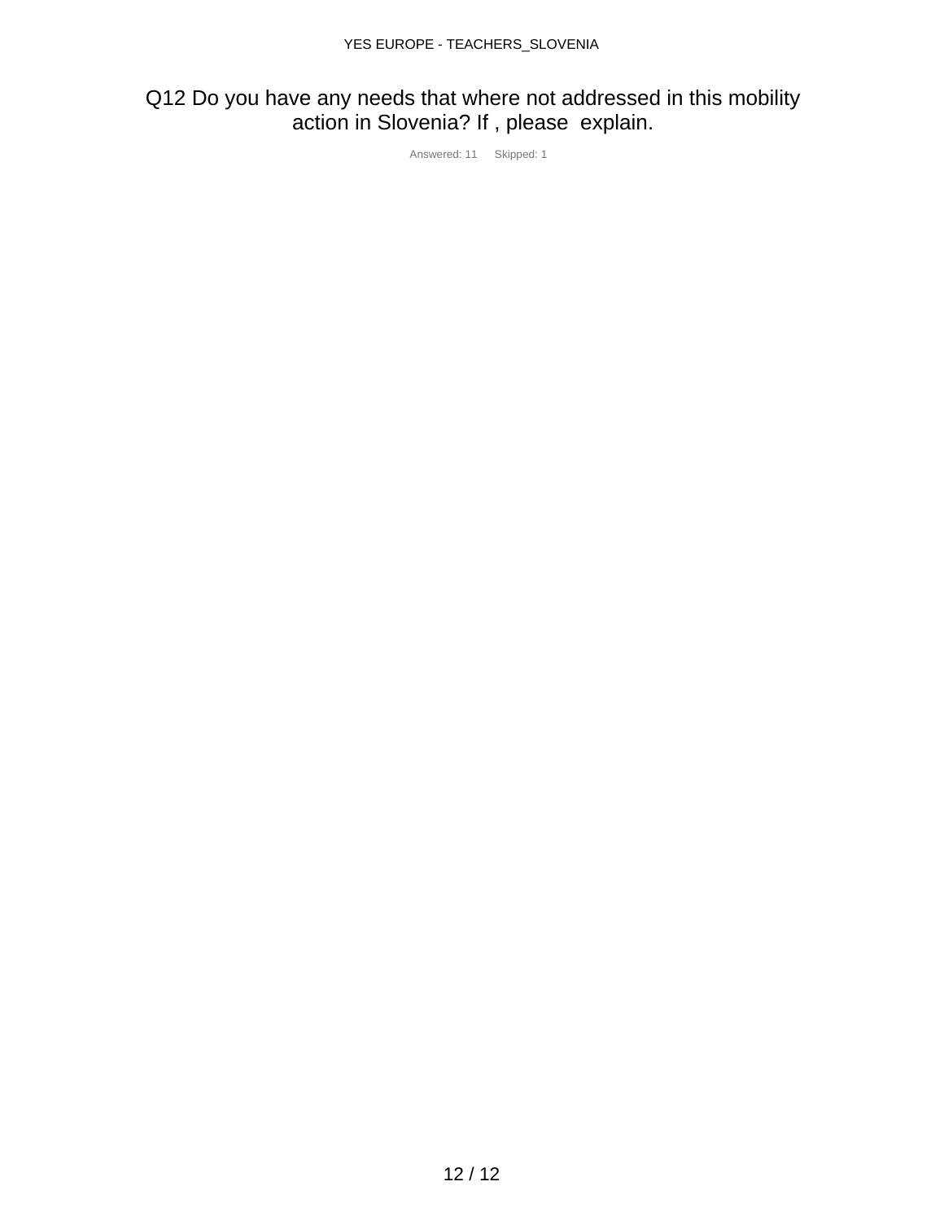## Q12 Do you have any needs that where not addressed in this mobility action in Slovenia? If , please explain.

Answered: 11 Skipped: 1